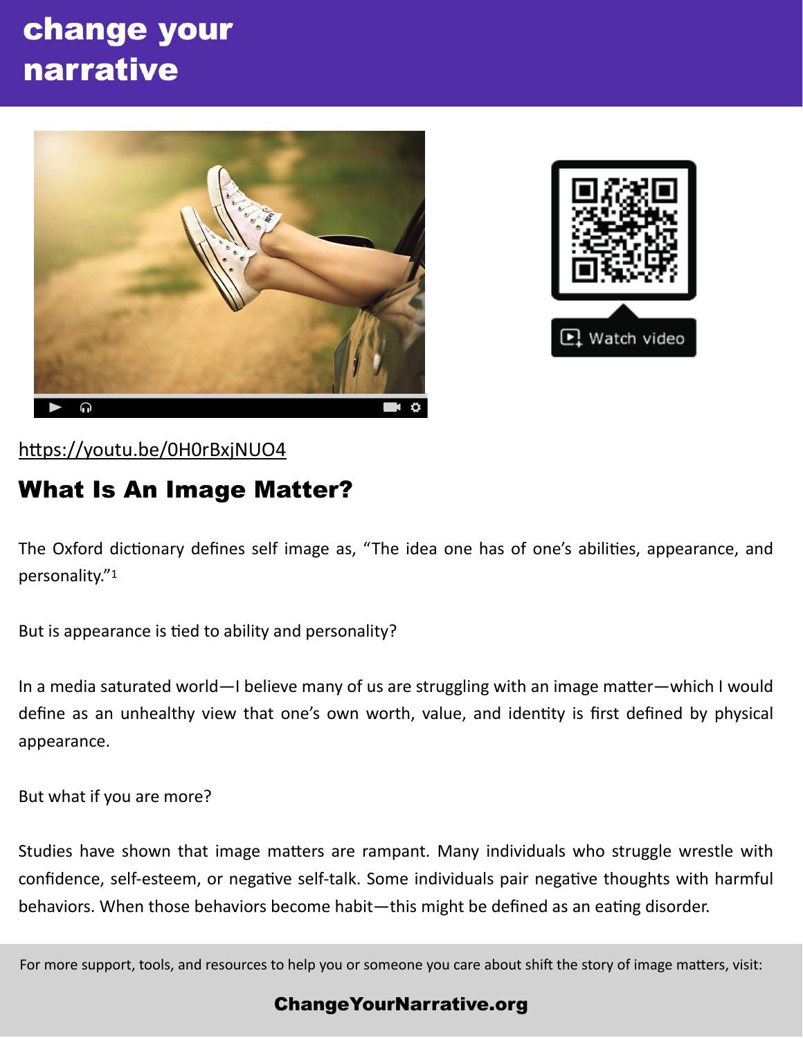# change your narrative

Watch video

https://youtu.be/0H0rBxjNUO4

## What Is An Image Matter?

The Oxford dictionary defines self image as, “The idea one has of one’s abilities, appearance, and personality.”[1]

But is appearance is tied to ability and personality?

In a media saturated world—I believe many of us are struggling with an image matter—which I would define as an unhealthy view that one’s own worth, value, and identity is first defined by physical appearance.

But what if you are more?

Studies have shown that image matters are rampant. Many individuals who struggle wrestle with confidence, self-esteem, or negative self-talk. Some individuals pair negative thoughts with harmful behaviors. When those behaviors become habit—this might be defined as an eating disorder.

For more support, tools, and resources to help you or someone you care about shift the story of image matters, visit:

**ChangeYourNarrative.org**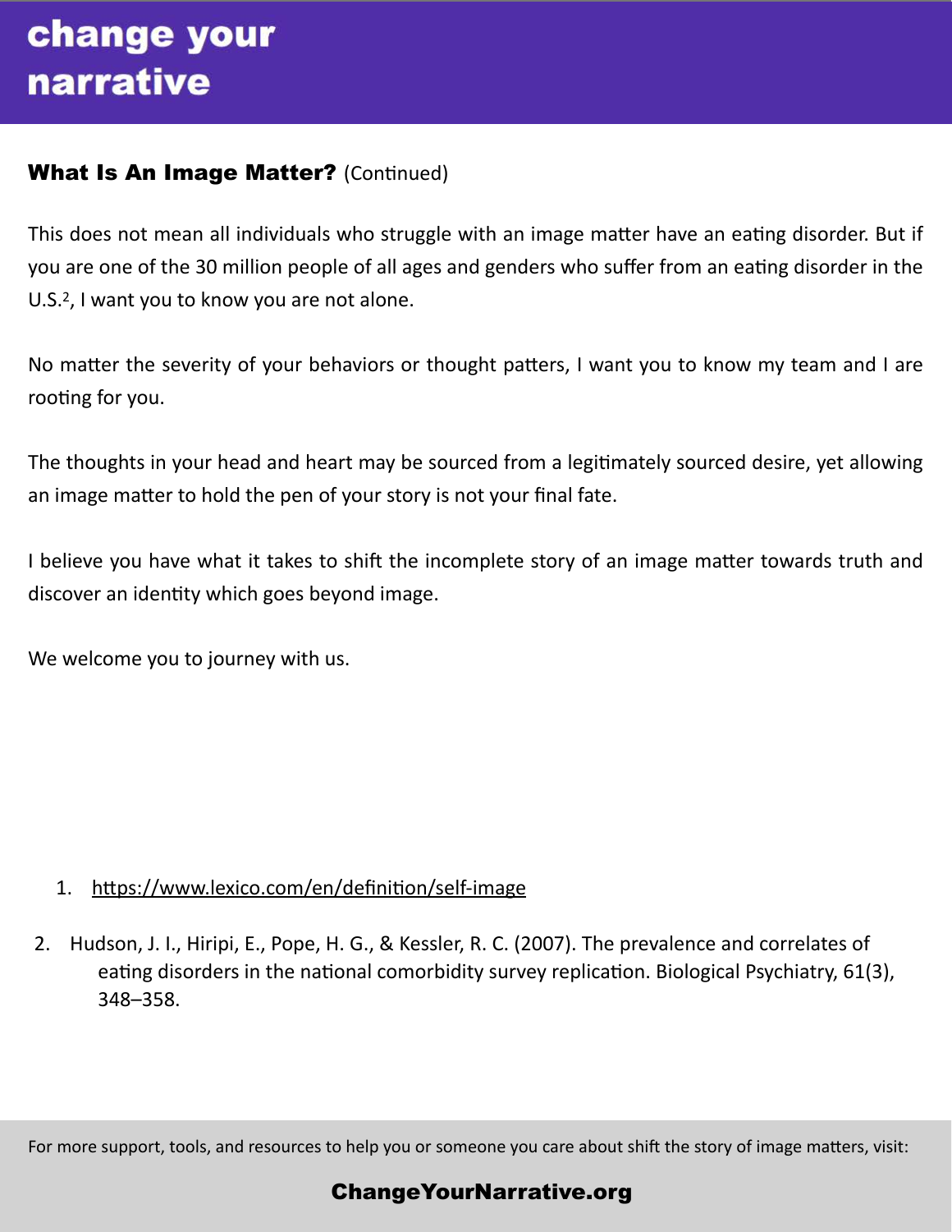### **What Is An Image Matter?** (Continued)

This does not mean all individuals who struggle with an image matter have an eating disorder. But if you are one of the 30 million people of all ages and genders who suffer from an eating disorder in the U.S.[2], I want you to know you are not alone.

No matter the severity of your behaviors or thought patters, I want you to know my team and I are rooting for you.

The thoughts in your head and heart may be sourced from a legitimately sourced desire, yet allowing an image matter to hold the pen of your story is not your final fate.

I believe you have what it takes to shift the incomplete story of an image matter towards truth and discover an identity which goes beyond image.

We welcome you to journey with us.

1. https://www.lexico.com/en/definition/self-image
2. Hudson, J. I., Hiripi, E., Pope, H. G., & Kessler, R. C. (2007). The prevalence and correlates of eating disorders in the national comorbidity survey replication. Biological Psychiatry, 61(3), 348–358.

For more support, tools, and resources to help you or someone you care about shift the story of image matters, visit:

**ChangeYourNarrative.org**